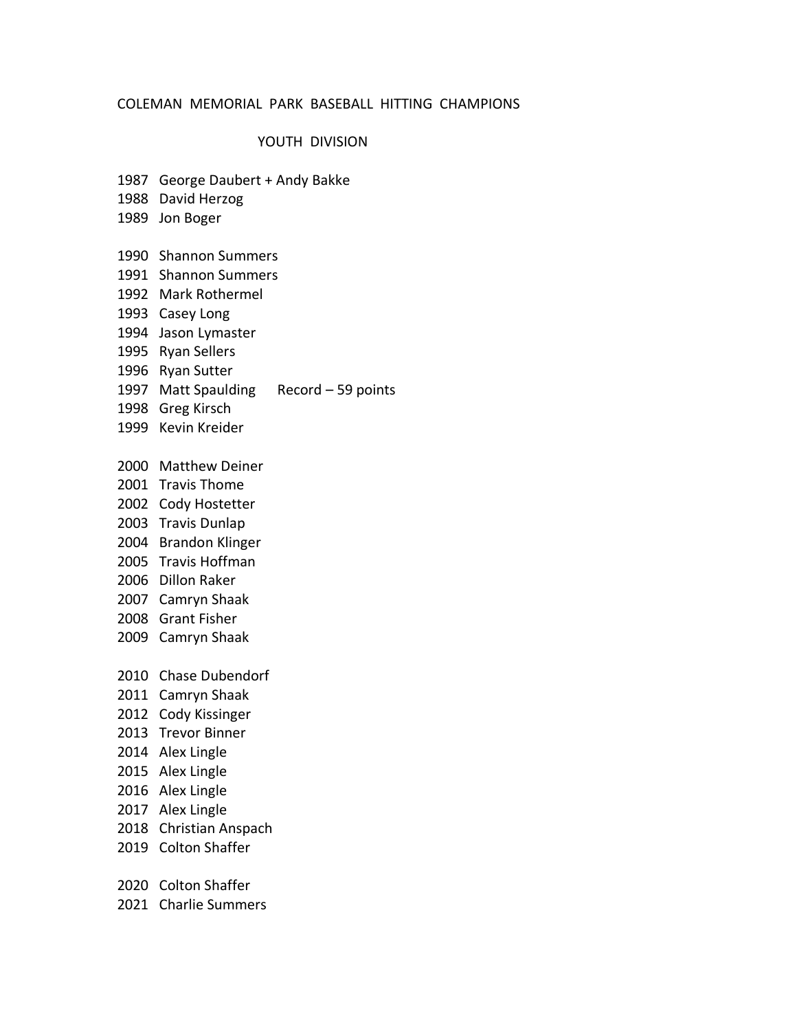# COLEMAN MEMORIAL PARK BASEBALL HITTING CHAMPIONS

## YOUTH DIVISION

1987 George Daubert + Andy Bakke
1988 David Herzog
1989 Jon Boger

1990 Shannon Summers
1991 Shannon Summers
1992 Mark Rothermel
1993 Casey Long
1994 Jason Lymaster
1995 Ryan Sellers
1996 Ryan Sutter
1997 Matt Spaulding Record – 59 points
1998 Greg Kirsch
1999 Kevin Kreider

2000 Matthew Deiner
2001 Travis Thome
2002 Cody Hostetter
2003 Travis Dunlap
2004 Brandon Klinger
2005 Travis Hoffman
2006 Dillon Raker
2007 Camryn Shaak
2008 Grant Fisher
2009 Camryn Shaak

2010 Chase Dubendorf
2011 Camryn Shaak
2012 Cody Kissinger
2013 Trevor Binner
2014 Alex Lingle
2015 Alex Lingle
2016 Alex Lingle
2017 Alex Lingle
2018 Christian Anspach
2019 Colton Shaffer

2020 Colton Shaffer
2021 Charlie Summers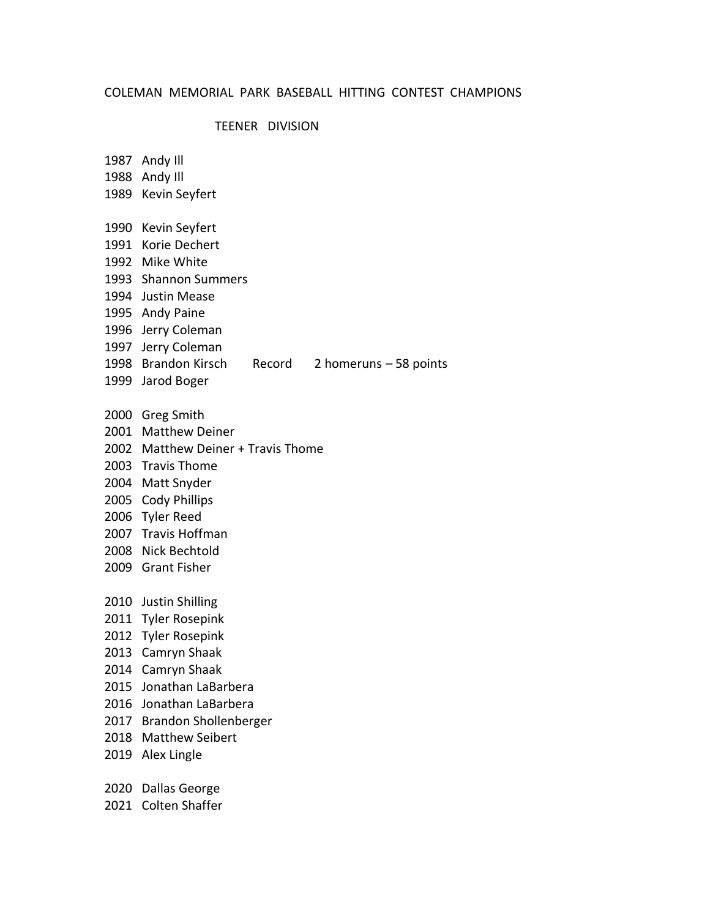# COLEMAN MEMORIAL PARK BASEBALL HITTING CONTEST CHAMPIONS

## TEENER DIVISION

1987 Andy Ill
1988 Andy Ill
1989 Kevin Seyfert

1990 Kevin Seyfert
1991 Korie Dechert
1992 Mike White
1993 Shannon Summers
1994 Justin Mease
1995 Andy Paine
1996 Jerry Coleman
1997 Jerry Coleman
1998 Brandon Kirsch Record 2 homeruns – 58 points
1999 Jarod Boger

2000 Greg Smith
2001 Matthew Deiner
2002 Matthew Deiner + Travis Thome
2003 Travis Thome
2004 Matt Snyder
2005 Cody Phillips
2006 Tyler Reed
2007 Travis Hoffman
2008 Nick Bechtold
2009 Grant Fisher

2010 Justin Shilling
2011 Tyler Rosepink
2012 Tyler Rosepink
2013 Camryn Shaak
2014 Camryn Shaak
2015 Jonathan LaBarbera
2016 Jonathan LaBarbera
2017 Brandon Shollenberger
2018 Matthew Seibert
2019 Alex Lingle

2020 Dallas George
2021 Colten Shaffer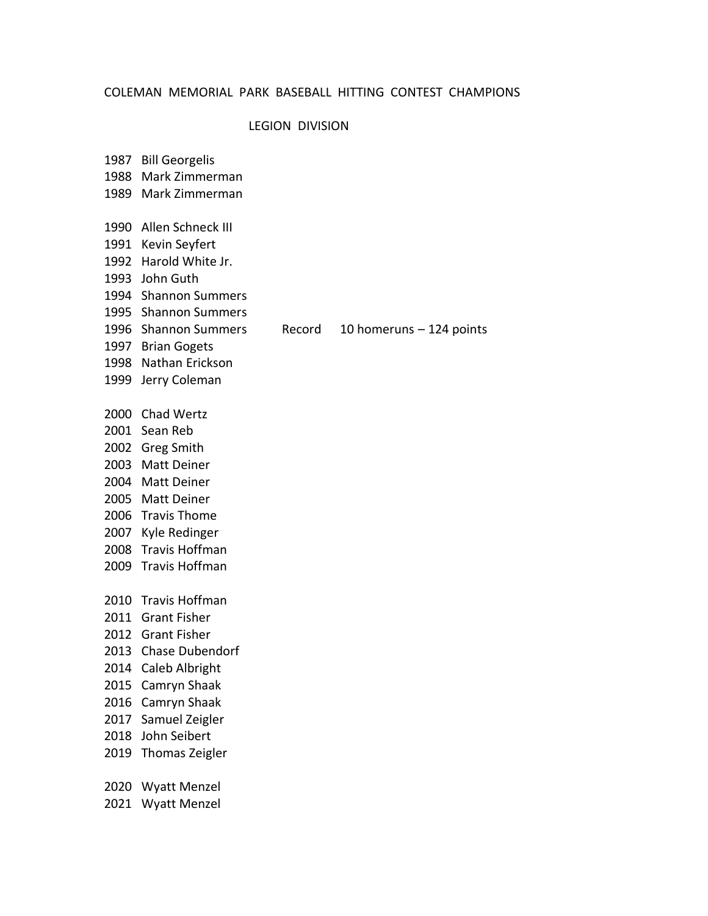# COLEMAN MEMORIAL PARK BASEBALL HITTING CONTEST CHAMPIONS

## LEGION DIVISION

1987 Bill Georgelis
1988 Mark Zimmerman
1989 Mark Zimmerman

1990 Allen Schneck III
1991 Kevin Seyfert
1992 Harold White Jr.
1993 John Guth
1994 Shannon Summers
1995 Shannon Summers
1996 Shannon Summers Record 10 homeruns – 124 points
1997 Brian Gogets
1998 Nathan Erickson
1999 Jerry Coleman

2000 Chad Wertz
2001 Sean Reb
2002 Greg Smith
2003 Matt Deiner
2004 Matt Deiner
2005 Matt Deiner
2006 Travis Thome
2007 Kyle Redinger
2008 Travis Hoffman
2009 Travis Hoffman

2010 Travis Hoffman
2011 Grant Fisher
2012 Grant Fisher
2013 Chase Dubendorf
2014 Caleb Albright
2015 Camryn Shaak
2016 Camryn Shaak
2017 Samuel Zeigler
2018 John Seibert
2019 Thomas Zeigler

2020 Wyatt Menzel
2021 Wyatt Menzel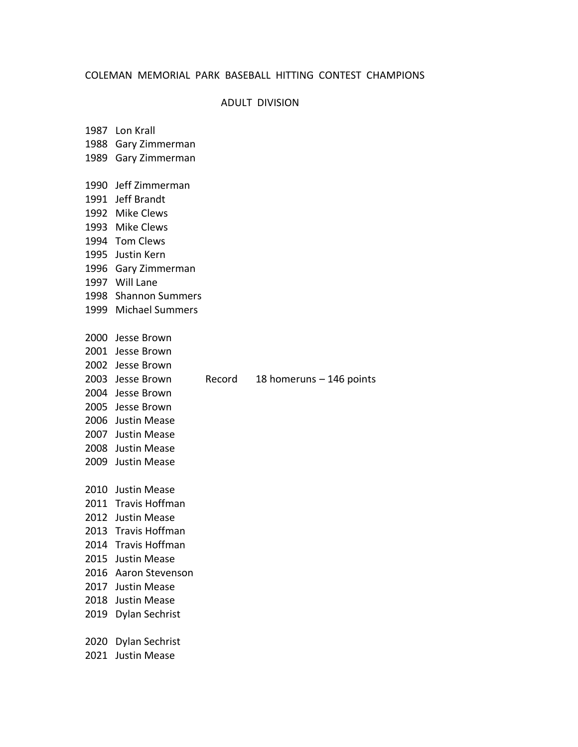# COLEMAN MEMORIAL PARK BASEBALL HITTING CONTEST CHAMPIONS

## ADULT DIVISION

1987 Lon Krall
1988 Gary Zimmerman
1989 Gary Zimmerman

1990 Jeff Zimmerman
1991 Jeff Brandt
1992 Mike Clews
1993 Mike Clews
1994 Tom Clews
1995 Justin Kern
1996 Gary Zimmerman
1997 Will Lane
1998 Shannon Summers
1999 Michael Summers

2000 Jesse Brown
2001 Jesse Brown
2002 Jesse Brown
2003 Jesse Brown Record 18 homeruns – 146 points
2004 Jesse Brown
2005 Jesse Brown
2006 Justin Mease
2007 Justin Mease
2008 Justin Mease
2009 Justin Mease

2010 Justin Mease
2011 Travis Hoffman
2012 Justin Mease
2013 Travis Hoffman
2014 Travis Hoffman
2015 Justin Mease
2016 Aaron Stevenson
2017 Justin Mease
2018 Justin Mease
2019 Dylan Sechrist

2020 Dylan Sechrist
2021 Justin Mease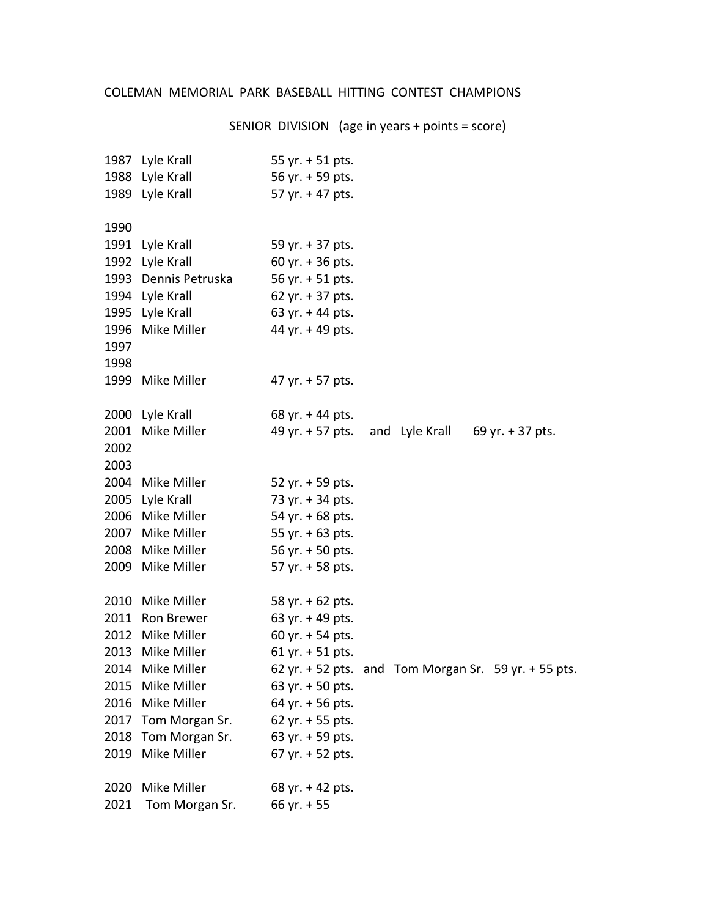COLEMAN MEMORIAL PARK BASEBALL HITTING CONTEST CHAMPIONS

SENIOR DIVISION (age in years + points = score)

| Year | Champion | Score | | | |
|---|---|---|---|---|---|
| 1987 | Lyle Krall | 55 yr. + 51 pts. | | | |
| 1988 | Lyle Krall | 56 yr. + 59 pts. | | | |
| 1989 | Lyle Krall | 57 yr. + 47 pts. | | | |
| 1990 | | | | | |
| 1991 | Lyle Krall | 59 yr. + 37 pts. | | | |
| 1992 | Lyle Krall | 60 yr. + 36 pts. | | | |
| 1993 | Dennis Petruska | 56 yr. + 51 pts. | | | |
| 1994 | Lyle Krall | 62 yr. + 37 pts. | | | |
| 1995 | Lyle Krall | 63 yr. + 44 pts. | | | |
| 1996 | Mike Miller | 44 yr. + 49 pts. | | | |
| 1997 | | | | | |
| 1998 | | | | | |
| 1999 | Mike Miller | 47 yr. + 57 pts. | | | |
| 2000 | Lyle Krall | 68 yr. + 44 pts. | | | |
| 2001 | Mike Miller | 49 yr. + 57 pts. | and | Lyle Krall | 69 yr. + 37 pts. |
| 2002 | | | | | |
| 2003 | | | | | |
| 2004 | Mike Miller | 52 yr. + 59 pts. | | | |
| 2005 | Lyle Krall | 73 yr. + 34 pts. | | | |
| 2006 | Mike Miller | 54 yr. + 68 pts. | | | |
| 2007 | Mike Miller | 55 yr. + 63 pts. | | | |
| 2008 | Mike Miller | 56 yr. + 50 pts. | | | |
| 2009 | Mike Miller | 57 yr. + 58 pts. | | | |
| 2010 | Mike Miller | 58 yr. + 62 pts. | | | |
| 2011 | Ron Brewer | 63 yr. + 49 pts. | | | |
| 2012 | Mike Miller | 60 yr. + 54 pts. | | | |
| 2013 | Mike Miller | 61 yr. + 51 pts. | | | |
| 2014 | Mike Miller | 62 yr. + 52 pts. | and | Tom Morgan Sr. | 59 yr. + 55 pts. |
| 2015 | Mike Miller | 63 yr. + 50 pts. | | | |
| 2016 | Mike Miller | 64 yr. + 56 pts. | | | |
| 2017 | Tom Morgan Sr. | 62 yr. + 55 pts. | | | |
| 2018 | Tom Morgan Sr. | 63 yr. + 59 pts. | | | |
| 2019 | Mike Miller | 67 yr. + 52 pts. | | | |
| 2020 | Mike Miller | 68 yr. + 42 pts. | | | |
| 2021 | Tom Morgan Sr. | 66 yr. + 55 | | | |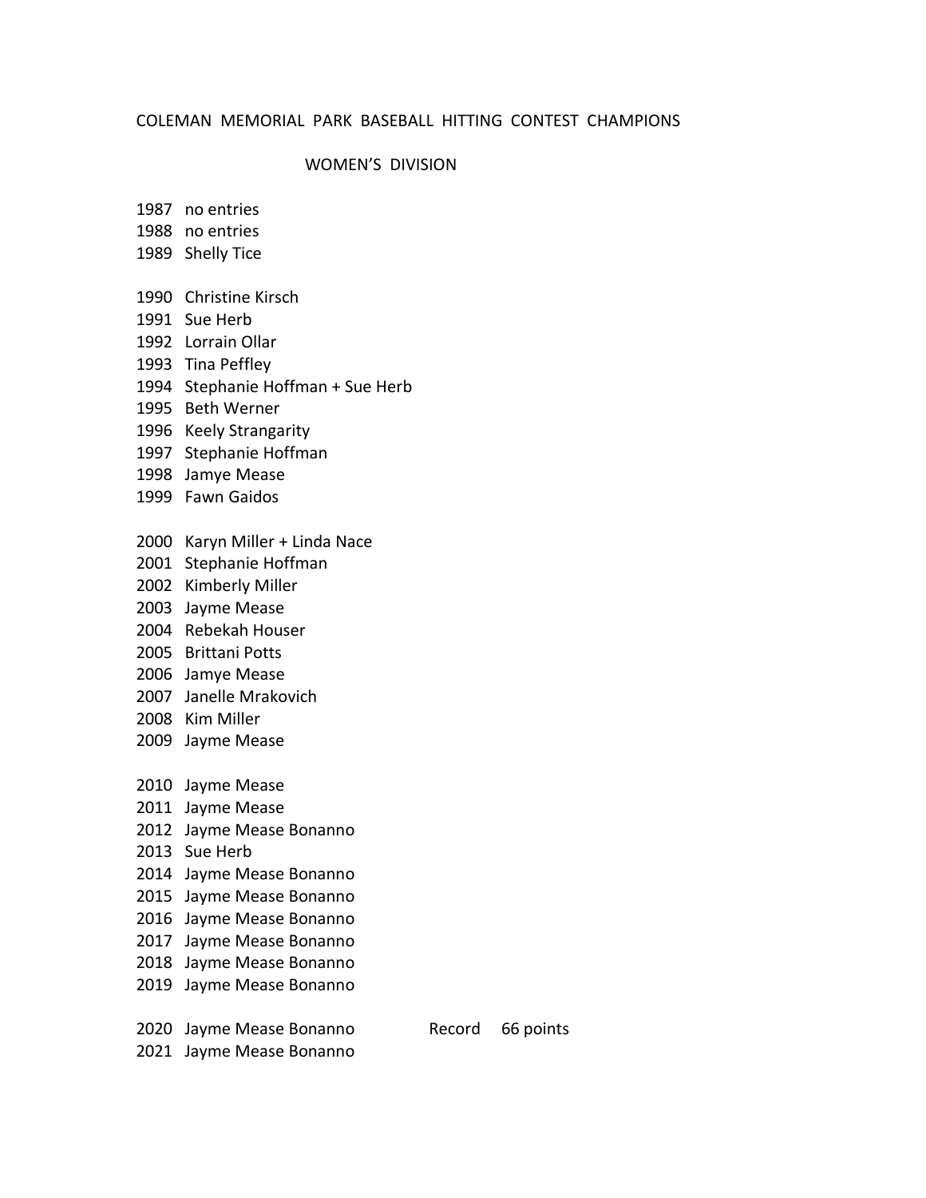# COLEMAN MEMORIAL PARK BASEBALL HITTING CONTEST CHAMPIONS

## WOMEN'S DIVISION

1987 no entries
1988 no entries
1989 Shelly Tice

1990 Christine Kirsch
1991 Sue Herb
1992 Lorrain Ollar
1993 Tina Peffley
1994 Stephanie Hoffman + Sue Herb
1995 Beth Werner
1996 Keely Strangarity
1997 Stephanie Hoffman
1998 Jamye Mease
1999 Fawn Gaidos

2000 Karyn Miller + Linda Nace
2001 Stephanie Hoffman
2002 Kimberly Miller
2003 Jayme Mease
2004 Rebekah Houser
2005 Brittani Potts
2006 Jamye Mease
2007 Janelle Mrakovich
2008 Kim Miller
2009 Jayme Mease

2010 Jayme Mease
2011 Jayme Mease
2012 Jayme Mease Bonanno
2013 Sue Herb
2014 Jayme Mease Bonanno
2015 Jayme Mease Bonanno
2016 Jayme Mease Bonanno
2017 Jayme Mease Bonanno
2018 Jayme Mease Bonanno
2019 Jayme Mease Bonanno

2020 Jayme Mease Bonanno Record 66 points
2021 Jayme Mease Bonanno